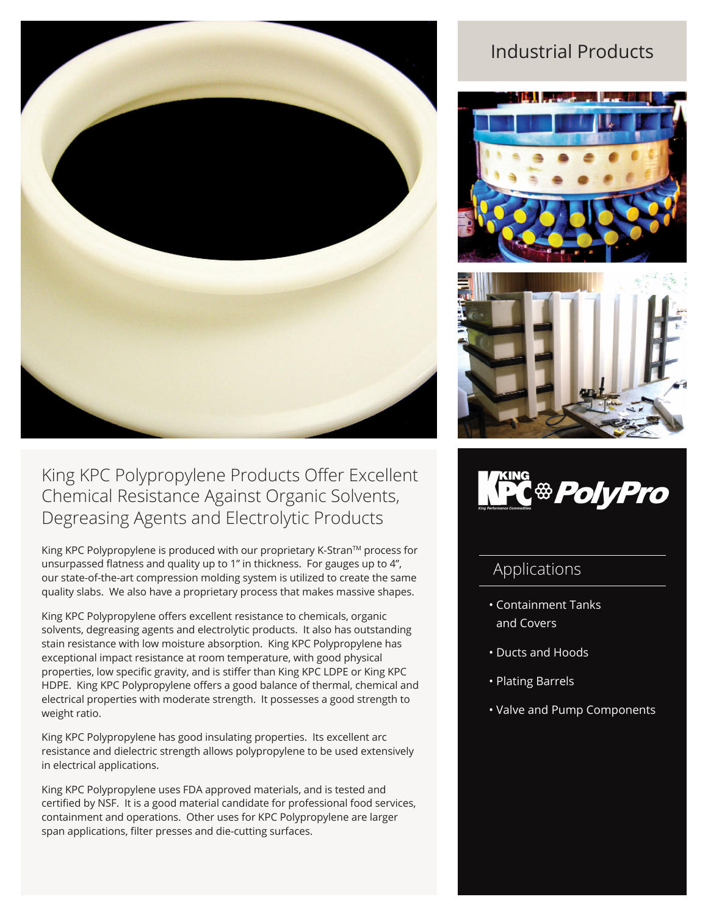# Industrial Products

## King KPC Polypropylene Products Offer Excellent Chemical Resistance Against Organic Solvents, Degreasing Agents and Electrolytic Products

King KPC Polypropylene is produced with our proprietary K-Stran™ process for unsurpassed flatness and quality up to 1" in thickness. For gauges up to 4", our state-of-the-art compression molding system is utilized to create the same quality slabs. We also have a proprietary process that makes massive shapes.

King KPC Polypropylene offers excellent resistance to chemicals, organic solvents, degreasing agents and electrolytic products. It also has outstanding stain resistance with low moisture absorption. King KPC Polypropylene has exceptional impact resistance at room temperature, with good physical properties, low specific gravity, and is stiffer than King KPC LDPE or King KPC HDPE. King KPC Polypropylene offers a good balance of thermal, chemical and electrical properties with moderate strength. It possesses a good strength to weight ratio.

King KPC Polypropylene has good insulating properties. Its excellent arc resistance and dielectric strength allows polypropylene to be used extensively in electrical applications.

King KPC Polypropylene uses FDA approved materials, and is tested and certified by NSF. It is a good material candidate for professional food services, containment and operations. Other uses for KPC Polypropylene are larger span applications, filter presses and die-cutting surfaces.

KING KPC King Performance Commodities PolyPro

## Applications

- Containment Tanks and Covers
- Ducts and Hoods
- Plating Barrels
- Valve and Pump Components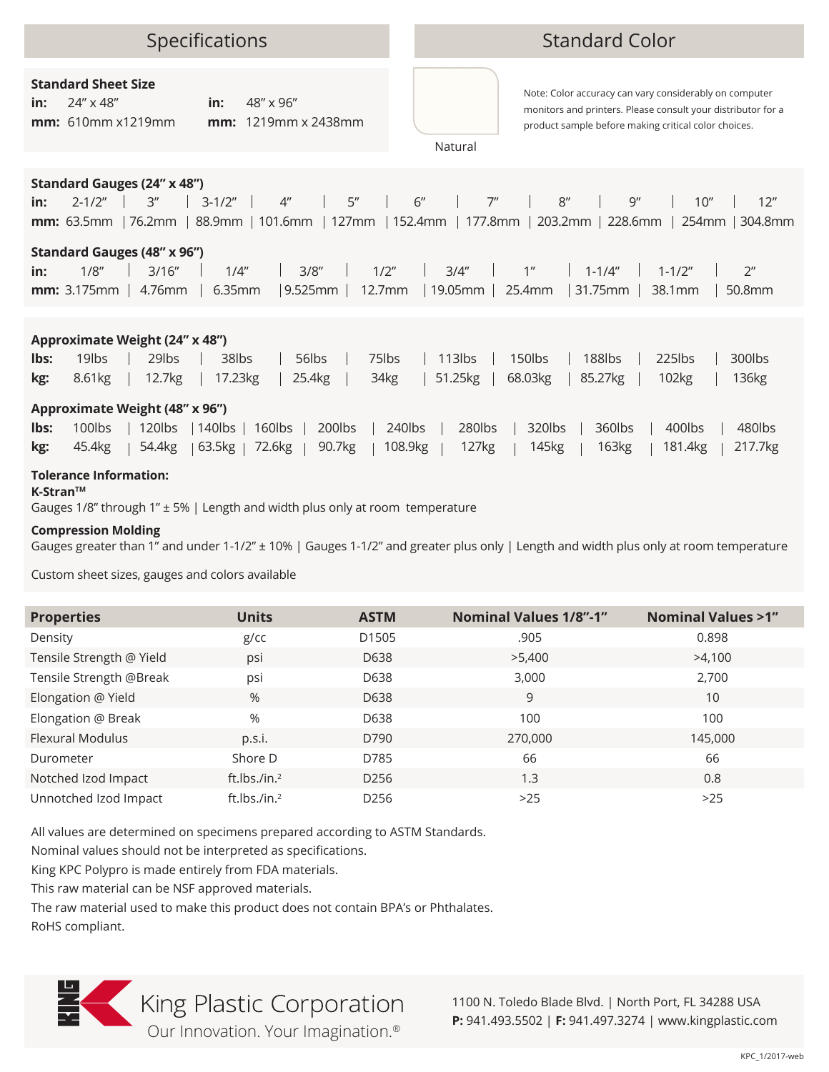## Specifications

**Standard Sheet Size**

**in:** 24″ x 48″ — **mm:** 610mm x1219mm

**in:** 48″ x 96″ — **mm:** 1219mm x 2438mm

## Standard Color

Natural

Note: Color accuracy can vary considerably on computer monitors and printers. Please consult your distributor for a product sample before making critical color choices.

**Standard Gauges (24″ x 48″)**

| | | | | | | | | | | |
|---|---|---|---|---|---|---|---|---|---|---|
| **in:** 2-1/2″ | 3″ | 3-1/2″ | 4″ | 5″ | 6″ | 7″ | 8″ | 9″ | 10″ | 12″ |
| **mm:** 63.5mm | 76.2mm | 88.9mm | 101.6mm | 127mm | 152.4mm | 177.8mm | 203.2mm | 228.6mm | 254mm | 304.8mm |

**Standard Gauges (48″ x 96″)**

| | | | | | | | | | |
|---|---|---|---|---|---|---|---|---|---|
| **in:** 1/8″ | 3/16″ | 1/4″ | 3/8″ | 1/2″ | 3/4″ | 1″ | 1-1/4″ | 1-1/2″ | 2″ |
| **mm:** 3.175mm | 4.76mm | 6.35mm | 9.525mm | 12.7mm | 19.05mm | 25.4mm | 31.75mm | 38.1mm | 50.8mm |

**Approximate Weight (24″ x 48″)**

| | | | | | | | | | | |
|---|---|---|---|---|---|---|---|---|---|---|
| **lbs:** | 19lbs | 29lbs | 38lbs | 56lbs | 75lbs | 113lbs | 150lbs | 188lbs | 225lbs | 300lbs |
| **kg:** | 8.61kg | 12.7kg | 17.23kg | 25.4kg | 34kg | 51.25kg | 68.03kg | 85.27kg | 102kg | 136kg |

**Approximate Weight (48″ x 96″)**

| | | | | | | | | | | | |
|---|---|---|---|---|---|---|---|---|---|---|---|
| **lbs:** | 100lbs | 120lbs | 140lbs | 160lbs | 200lbs | 240lbs | 280lbs | 320lbs | 360lbs | 400lbs | 480lbs |
| **kg:** | 45.4kg | 54.4kg | 63.5kg | 72.6kg | 90.7kg | 108.9kg | 127kg | 145kg | 163kg | 181.4kg | 217.7kg |

**Tolerance Information:**

**K-Stran™**

Gauges 1/8″ through 1″ ± 5% | Length and width plus only at room temperature

**Compression Molding**

Gauges greater than 1″ and under 1-1/2″ ± 10% | Gauges 1-1/2″ and greater plus only | Length and width plus only at room temperature

Custom sheet sizes, gauges and colors available

| Properties | Units | ASTM | Nominal Values 1/8″-1″ | Nominal Values >1″ |
|---|---|---|---|---|
| Density | g/cc | D1505 | .905 | 0.898 |
| Tensile Strength @ Yield | psi | D638 | >5,400 | >4,100 |
| Tensile Strength @Break | psi | D638 | 3,000 | 2,700 |
| Elongation @ Yield | % | D638 | 9 | 10 |
| Elongation @ Break | % | D638 | 100 | 100 |
| Flexural Modulus | p.s.i. | D790 | 270,000 | 145,000 |
| Durometer | Shore D | D785 | 66 | 66 |
| Notched Izod Impact | ft.lbs./in.$^2$ | D256 | 1.3 | 0.8 |
| Unnotched Izod Impact | ft.lbs./in.$^2$ | D256 | >25 | >25 |

All values are determined on specimens prepared according to ASTM Standards.
Nominal values should not be interpreted as specifications.
King KPC Polypro is made entirely from FDA materials.
This raw material can be NSF approved materials.
The raw material used to make this product does not contain BPA's or Phthalates.
RoHS compliant.

King Plastic Corporation
Our Innovation. Your Imagination.®

1100 N. Toledo Blade Blvd. | North Port, FL 34288 USA
**P:** 941.493.5502 | **F:** 941.497.3274 | www.kingplastic.com

KPC_1/2017-web